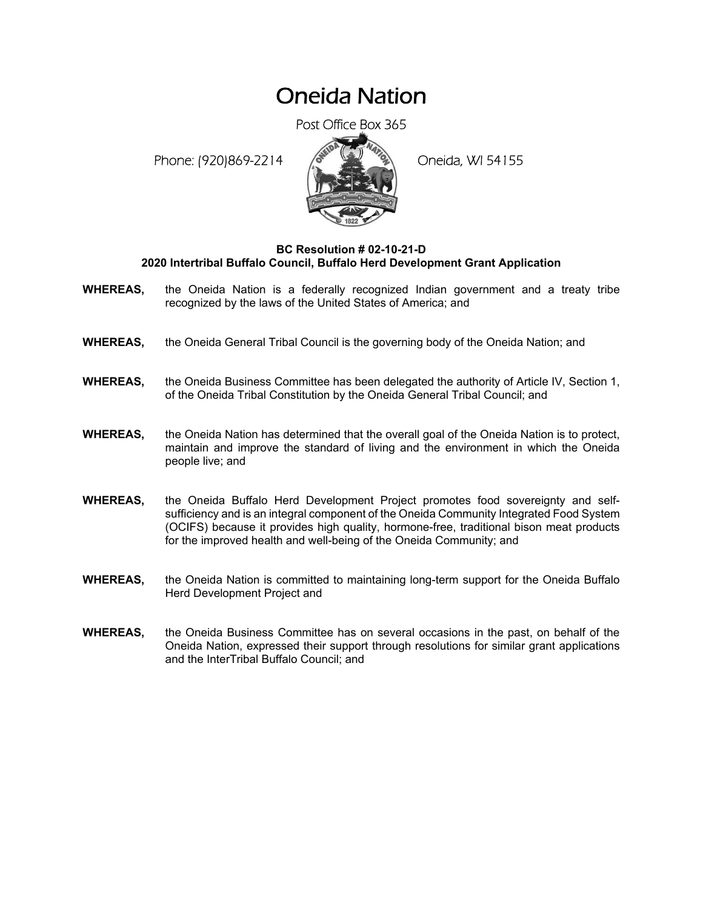# Oneida Nation

Post Office Box 365

Phone: (920)869-2214 Oneida, WI 54155

**BC Resolution # 02-10-21-D**
**2020 Intertribal Buffalo Council, Buffalo Herd Development Grant Application**

**WHEREAS,** the Oneida Nation is a federally recognized Indian government and a treaty tribe recognized by the laws of the United States of America; and

**WHEREAS,** the Oneida General Tribal Council is the governing body of the Oneida Nation; and

**WHEREAS,** the Oneida Business Committee has been delegated the authority of Article IV, Section 1, of the Oneida Tribal Constitution by the Oneida General Tribal Council; and

**WHEREAS,** the Oneida Nation has determined that the overall goal of the Oneida Nation is to protect, maintain and improve the standard of living and the environment in which the Oneida people live; and

**WHEREAS,** the Oneida Buffalo Herd Development Project promotes food sovereignty and self-sufficiency and is an integral component of the Oneida Community Integrated Food System (OCIFS) because it provides high quality, hormone-free, traditional bison meat products for the improved health and well-being of the Oneida Community; and

**WHEREAS,** the Oneida Nation is committed to maintaining long-term support for the Oneida Buffalo Herd Development Project and

**WHEREAS,** the Oneida Business Committee has on several occasions in the past, on behalf of the Oneida Nation, expressed their support through resolutions for similar grant applications and the InterTribal Buffalo Council; and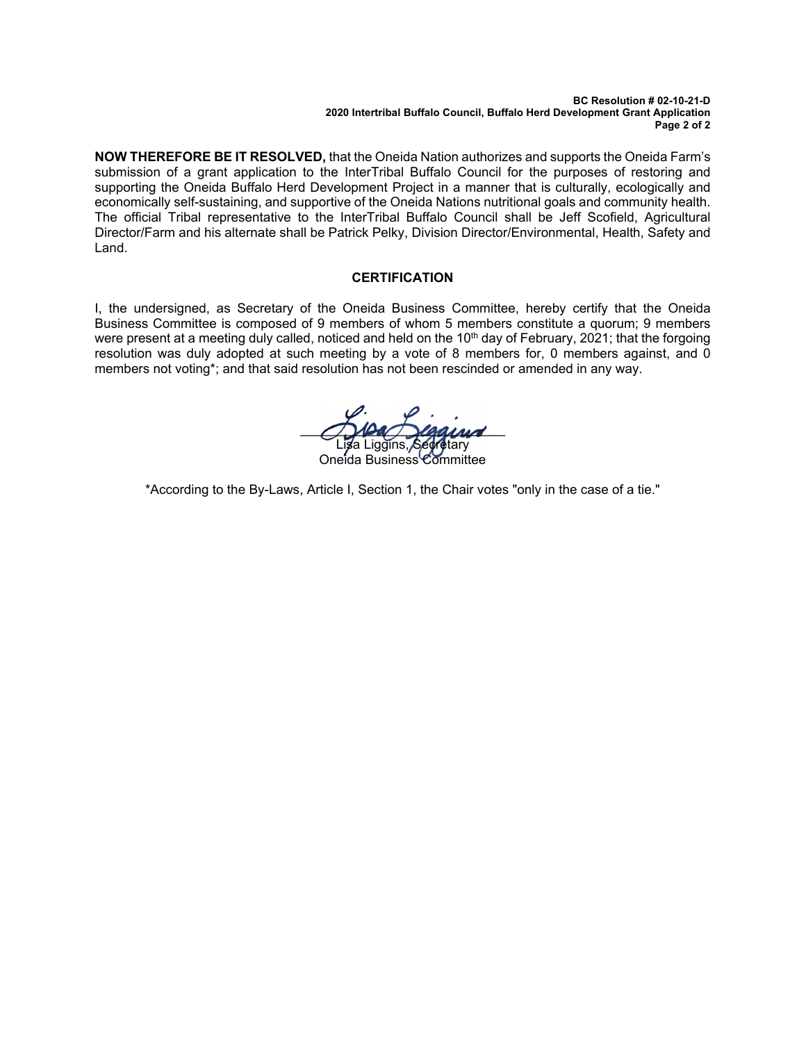**NOW THEREFORE BE IT RESOLVED,** that the Oneida Nation authorizes and supports the Oneida Farm's submission of a grant application to the InterTribal Buffalo Council for the purposes of restoring and supporting the Oneida Buffalo Herd Development Project in a manner that is culturally, ecologically and economically self-sustaining, and supportive of the Oneida Nations nutritional goals and community health. The official Tribal representative to the InterTribal Buffalo Council shall be Jeff Scofield, Agricultural Director/Farm and his alternate shall be Patrick Pelky, Division Director/Environmental, Health, Safety and Land.

## CERTIFICATION

I, the undersigned, as Secretary of the Oneida Business Committee, hereby certify that the Oneida Business Committee is composed of 9 members of whom 5 members constitute a quorum; 9 members were present at a meeting duly called, noticed and held on the 10th day of February, 2021; that the forgoing resolution was duly adopted at such meeting by a vote of 8 members for, 0 members against, and 0 members not voting*; and that said resolution has not been rescinded or amended in any way.

Lisa Liggins, Secretary
Oneida Business Committee

*According to the By-Laws, Article I, Section 1, the Chair votes "only in the case of a tie."